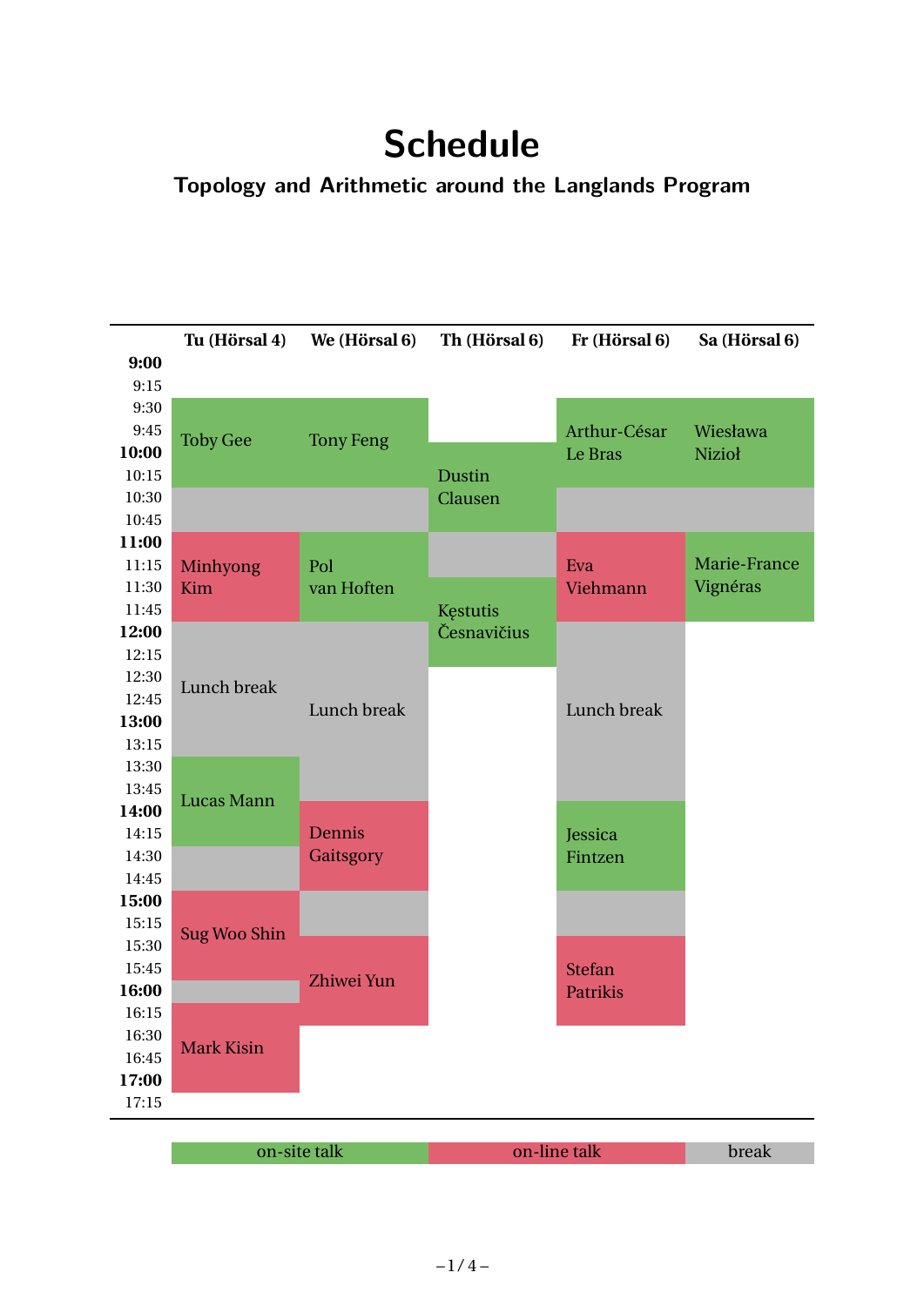# Schedule

## Topology and Arithmetic around the Langlands Program

| Time | Tu (Hörsal 4) | We (Hörsal 6) | Th (Hörsal 6) | Fr (Hörsal 6) | Sa (Hörsal 6) |
|---|---|---|---|---|---|
| 9:30–10:15 | Toby Gee | Tony Feng | | Arthur-César Le Bras | Wiesława Nizioł |
| 9:45–10:45 | | | Dustin Clausen | | |
| 10:15–11:00 | break | break | | break | break |
| 10:45–11:00 | | | break | | |
| 11:00–11:45 | Minhyong Kim | Pol van Hoften | | Eva Viehmann | Marie-France Vignéras |
| 11:15–12:00 | | | Kęstutis Česnavičius | | |
| 12:00–13:30 | Lunch break | | | | |
| 12:00–14:00 | | Lunch break | | Lunch break | |
| 13:30–14:15 | Lucas Mann | | | | |
| 14:00–14:45 | | Dennis Gaitsgory | | Jessica Fintzen | |
| 14:15–15:00 | break | | | | |
| 14:45–15:15 | | break | | break | |
| 15:00–15:45 | Sug Woo Shin | | | | |
| 15:15–16:00 | | Zhiwei Yun | | Stefan Patrikis | |
| 15:45–16:00 | break | | | | |
| 16:00–17:00 | Mark Kisin | | | | |

Legend: on-site talk (green) · on-line talk (red) · break (grey)

- On-site talks: Toby Gee, Tony Feng, Dustin Clausen, Arthur-César Le Bras, Wiesława Nizioł, Pol van Hoften, Kęstutis Česnavičius, Marie-France Vignéras, Lucas Mann, Jessica Fintzen
- On-line talks: Minhyong Kim, Eva Viehmann, Dennis Gaitsgory, Sug Woo Shin, Zhiwei Yun, Stefan Patrikis, Mark Kisin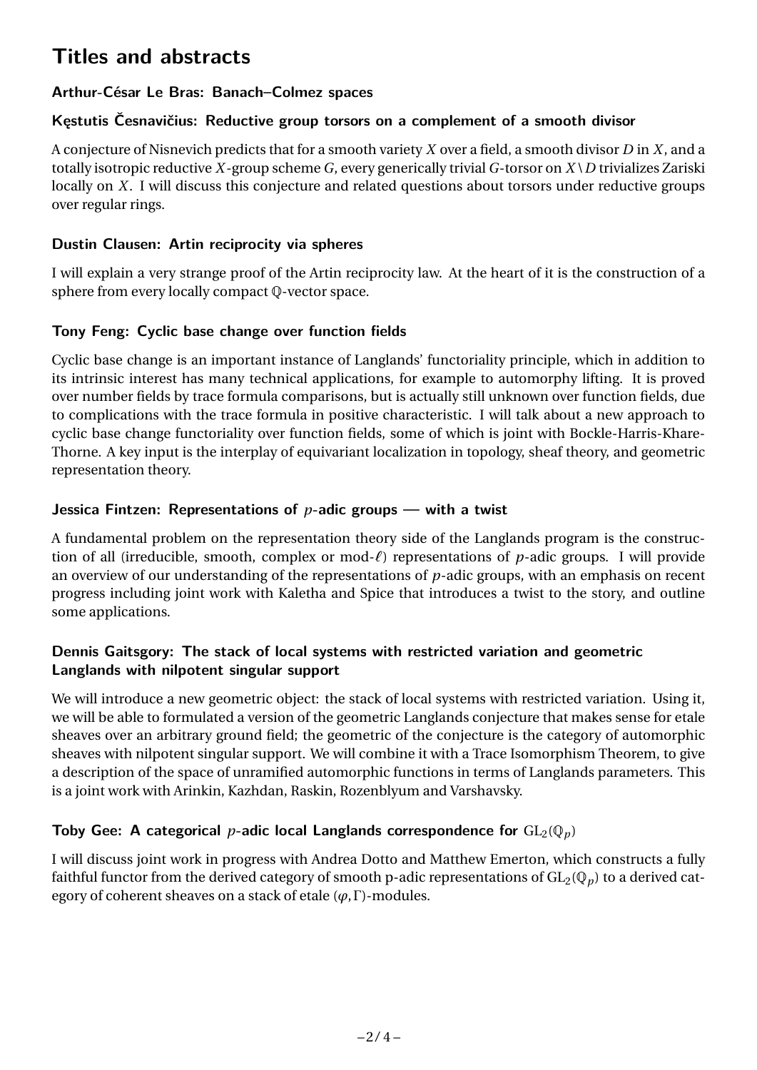# Titles and abstracts

### Arthur-César Le Bras: Banach–Colmez spaces

### Kęstutis Česnavičius: Reductive group torsors on a complement of a smooth divisor

A conjecture of Nisnevich predicts that for a smooth variety $X$ over a field, a smooth divisor $D$ in $X$, and a totally isotropic reductive $X$-group scheme $G$, every generically trivial $G$-torsor on $X \setminus D$ trivializes Zariski locally on $X$. I will discuss this conjecture and related questions about torsors under reductive groups over regular rings.

### Dustin Clausen: Artin reciprocity via spheres

I will explain a very strange proof of the Artin reciprocity law. At the heart of it is the construction of a sphere from every locally compact $\mathbb{Q}$-vector space.

### Tony Feng: Cyclic base change over function fields

Cyclic base change is an important instance of Langlands' functoriality principle, which in addition to its intrinsic interest has many technical applications, for example to automorphy lifting. It is proved over number fields by trace formula comparisons, but is actually still unknown over function fields, due to complications with the trace formula in positive characteristic. I will talk about a new approach to cyclic base change functoriality over function fields, some of which is joint with Bockle-Harris-Khare-Thorne. A key input is the interplay of equivariant localization in topology, sheaf theory, and geometric representation theory.

### Jessica Fintzen: Representations of $p$-adic groups — with a twist

A fundamental problem on the representation theory side of the Langlands program is the construction of all (irreducible, smooth, complex or mod-$\ell$) representations of $p$-adic groups. I will provide an overview of our understanding of the representations of $p$-adic groups, with an emphasis on recent progress including joint work with Kaletha and Spice that introduces a twist to the story, and outline some applications.

### Dennis Gaitsgory: The stack of local systems with restricted variation and geometric Langlands with nilpotent singular support

We will introduce a new geometric object: the stack of local systems with restricted variation. Using it, we will be able to formulated a version of the geometric Langlands conjecture that makes sense for etale sheaves over an arbitrary ground field; the geometric of the conjecture is the category of automorphic sheaves with nilpotent singular support. We will combine it with a Trace Isomorphism Theorem, to give a description of the space of unramified automorphic functions in terms of Langlands parameters. This is a joint work with Arinkin, Kazhdan, Raskin, Rozenblyum and Varshavsky.

### Toby Gee: A categorical $p$-adic local Langlands correspondence for $\mathrm{GL}_2(\mathbb{Q}_p)$

I will discuss joint work in progress with Andrea Dotto and Matthew Emerton, which constructs a fully faithful functor from the derived category of smooth p-adic representations of $\mathrm{GL}_2(\mathbb{Q}_p)$ to a derived category of coherent sheaves on a stack of etale $(\varphi, \Gamma)$-modules.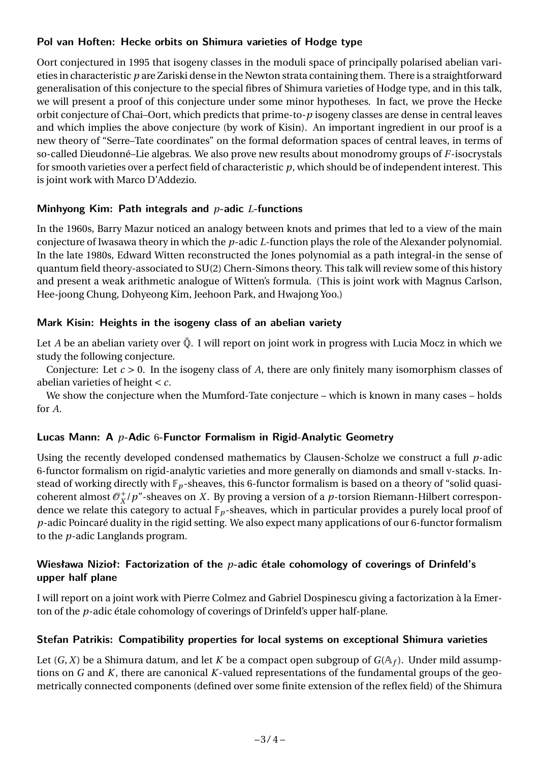### Pol van Hoften: Hecke orbits on Shimura varieties of Hodge type

Oort conjectured in 1995 that isogeny classes in the moduli space of principally polarised abelian varieties in characteristic $p$ are Zariski dense in the Newton strata containing them. There is a straightforward generalisation of this conjecture to the special fibres of Shimura varieties of Hodge type, and in this talk, we will present a proof of this conjecture under some minor hypotheses. In fact, we prove the Hecke orbit conjecture of Chai–Oort, which predicts that prime-to-$p$ isogeny classes are dense in central leaves and which implies the above conjecture (by work of Kisin). An important ingredient in our proof is a new theory of "Serre–Tate coordinates" on the formal deformation spaces of central leaves, in terms of so-called Dieudonné–Lie algebras. We also prove new results about monodromy groups of $F$-isocrystals for smooth varieties over a perfect field of characteristic $p$, which should be of independent interest. This is joint work with Marco D'Addezio.

### Minhyong Kim: Path integrals and $p$-adic $L$-functions

In the 1960s, Barry Mazur noticed an analogy between knots and primes that led to a view of the main conjecture of Iwasawa theory in which the $p$-adic $L$-function plays the role of the Alexander polynomial. In the late 1980s, Edward Witten reconstructed the Jones polynomial as a path integral-in the sense of quantum field theory-associated to SU(2) Chern-Simons theory. This talk will review some of this history and present a weak arithmetic analogue of Witten's formula. (This is joint work with Magnus Carlson, Hee-joong Chung, Dohyeong Kim, Jeehoon Park, and Hwajong Yoo.)

### Mark Kisin: Heights in the isogeny class of an abelian variety

Let $A$ be an abelian variety over $\bar{\mathbb{Q}}$. I will report on joint work in progress with Lucia Mocz in which we study the following conjecture.

Conjecture: Let $c > 0$. In the isogeny class of $A$, there are only finitely many isomorphism classes of abelian varieties of height $< c$.

We show the conjecture when the Mumford-Tate conjecture – which is known in many cases – holds for $A$.

### Lucas Mann: A $p$-Adic 6-Functor Formalism in Rigid-Analytic Geometry

Using the recently developed condensed mathematics by Clausen-Scholze we construct a full $p$-adic 6-functor formalism on rigid-analytic varieties and more generally on diamonds and small v-stacks. Instead of working directly with $\mathbb{F}_p$-sheaves, this 6-functor formalism is based on a theory of "solid quasi-coherent almost $\mathcal{O}_X^+/p$"-sheaves on $X$. By proving a version of a $p$-torsion Riemann-Hilbert correspondence we relate this category to actual $\mathbb{F}_p$-sheaves, which in particular provides a purely local proof of $p$-adic Poincaré duality in the rigid setting. We also expect many applications of our 6-functor formalism to the $p$-adic Langlands program.

### Wiesława Nizioł: Factorization of the $p$-adic étale cohomology of coverings of Drinfeld's upper half plane

I will report on a joint work with Pierre Colmez and Gabriel Dospinescu giving a factorization à la Emerton of the $p$-adic étale cohomology of coverings of Drinfeld's upper half-plane.

### Stefan Patrikis: Compatibility properties for local systems on exceptional Shimura varieties

Let $(G, X)$ be a Shimura datum, and let $K$ be a compact open subgroup of $G(\mathbb{A}_f)$. Under mild assumptions on $G$ and $K$, there are canonical $K$-valued representations of the fundamental groups of the geometrically connected components (defined over some finite extension of the reflex field) of the Shimura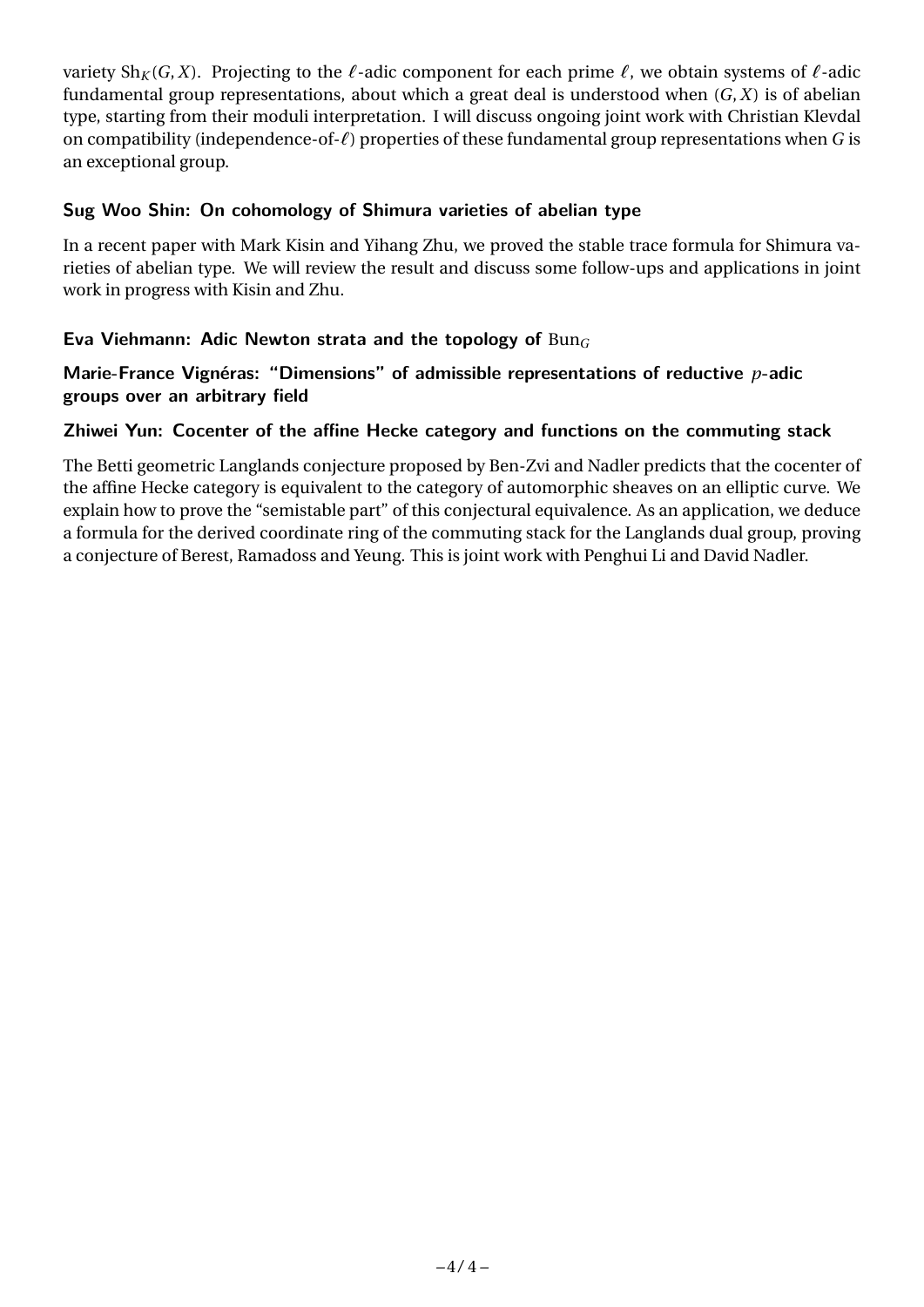variety $\mathrm{Sh}_K(G, X)$. Projecting to the $\ell$-adic component for each prime $\ell$, we obtain systems of $\ell$-adic fundamental group representations, about which a great deal is understood when $(G, X)$ is of abelian type, starting from their moduli interpretation. I will discuss ongoing joint work with Christian Klevdal on compatibility (independence-of-$\ell$) properties of these fundamental group representations when $G$ is an exceptional group.

### Sug Woo Shin: On cohomology of Shimura varieties of abelian type

In a recent paper with Mark Kisin and Yihang Zhu, we proved the stable trace formula for Shimura varieties of abelian type. We will review the result and discuss some follow-ups and applications in joint work in progress with Kisin and Zhu.

### Eva Viehmann: Adic Newton strata and the topology of $\mathrm{Bun}_G$

### Marie-France Vignéras: "Dimensions" of admissible representations of reductive $p$-adic groups over an arbitrary field

### Zhiwei Yun: Cocenter of the affine Hecke category and functions on the commuting stack

The Betti geometric Langlands conjecture proposed by Ben-Zvi and Nadler predicts that the cocenter of the affine Hecke category is equivalent to the category of automorphic sheaves on an elliptic curve. We explain how to prove the "semistable part" of this conjectural equivalence. As an application, we deduce a formula for the derived coordinate ring of the commuting stack for the Langlands dual group, proving a conjecture of Berest, Ramadoss and Yeung. This is joint work with Penghui Li and David Nadler.